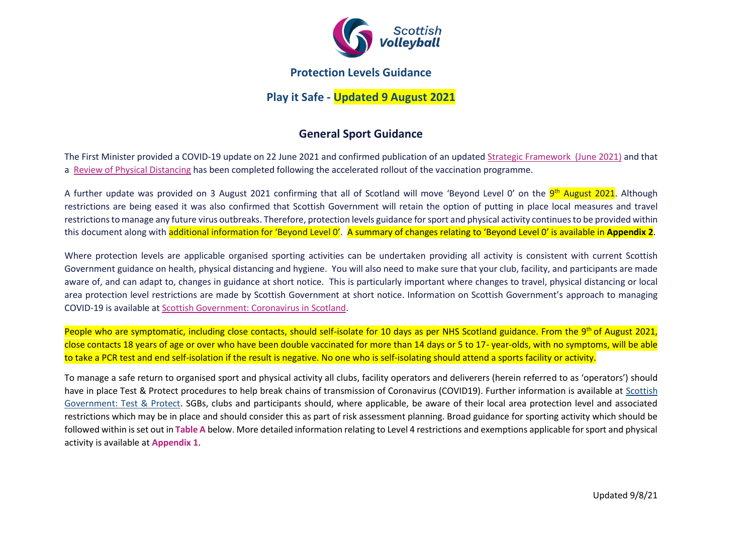# Protection Levels Guidance

## Play it Safe - Updated 9 August 2021

### General Sport Guidance

The First Minister provided a COVID-19 update on 22 June 2021 and confirmed publication of an updated Strategic Framework (June 2021) and that a Review of Physical Distancing has been completed following the accelerated rollout of the vaccination programme.

A further update was provided on 3 August 2021 confirming that all of Scotland will move 'Beyond Level 0' on the 9th August 2021. Although restrictions are being eased it was also confirmed that Scottish Government will retain the option of putting in place local measures and travel restrictions to manage any future virus outbreaks. Therefore, protection levels guidance for sport and physical activity continues to be provided within this document along with additional information for 'Beyond Level 0'. A summary of changes relating to 'Beyond Level 0' is available in **Appendix 2**.

Where protection levels are applicable organised sporting activities can be undertaken providing all activity is consistent with current Scottish Government guidance on health, physical distancing and hygiene. You will also need to make sure that your club, facility, and participants are made aware of, and can adapt to, changes in guidance at short notice. This is particularly important where changes to travel, physical distancing or local area protection level restrictions are made by Scottish Government at short notice. Information on Scottish Government's approach to managing COVID-19 is available at Scottish Government: Coronavirus in Scotland.

People who are symptomatic, including close contacts, should self-isolate for 10 days as per NHS Scotland guidance. From the 9th of August 2021, close contacts 18 years of age or over who have been double vaccinated for more than 14 days or 5 to 17- year-olds, with no symptoms, will be able to take a PCR test and end self-isolation if the result is negative. No one who is self-isolating should attend a sports facility or activity.

To manage a safe return to organised sport and physical activity all clubs, facility operators and deliverers (herein referred to as 'operators') should have in place Test & Protect procedures to help break chains of transmission of Coronavirus (COVID19). Further information is available at Scottish Government: Test & Protect. SGBs, clubs and participants should, where applicable, be aware of their local area protection level and associated restrictions which may be in place and should consider this as part of risk assessment planning. Broad guidance for sporting activity which should be followed within is set out in **Table A** below. More detailed information relating to Level 4 restrictions and exemptions applicable for sport and physical activity is available at **Appendix 1**.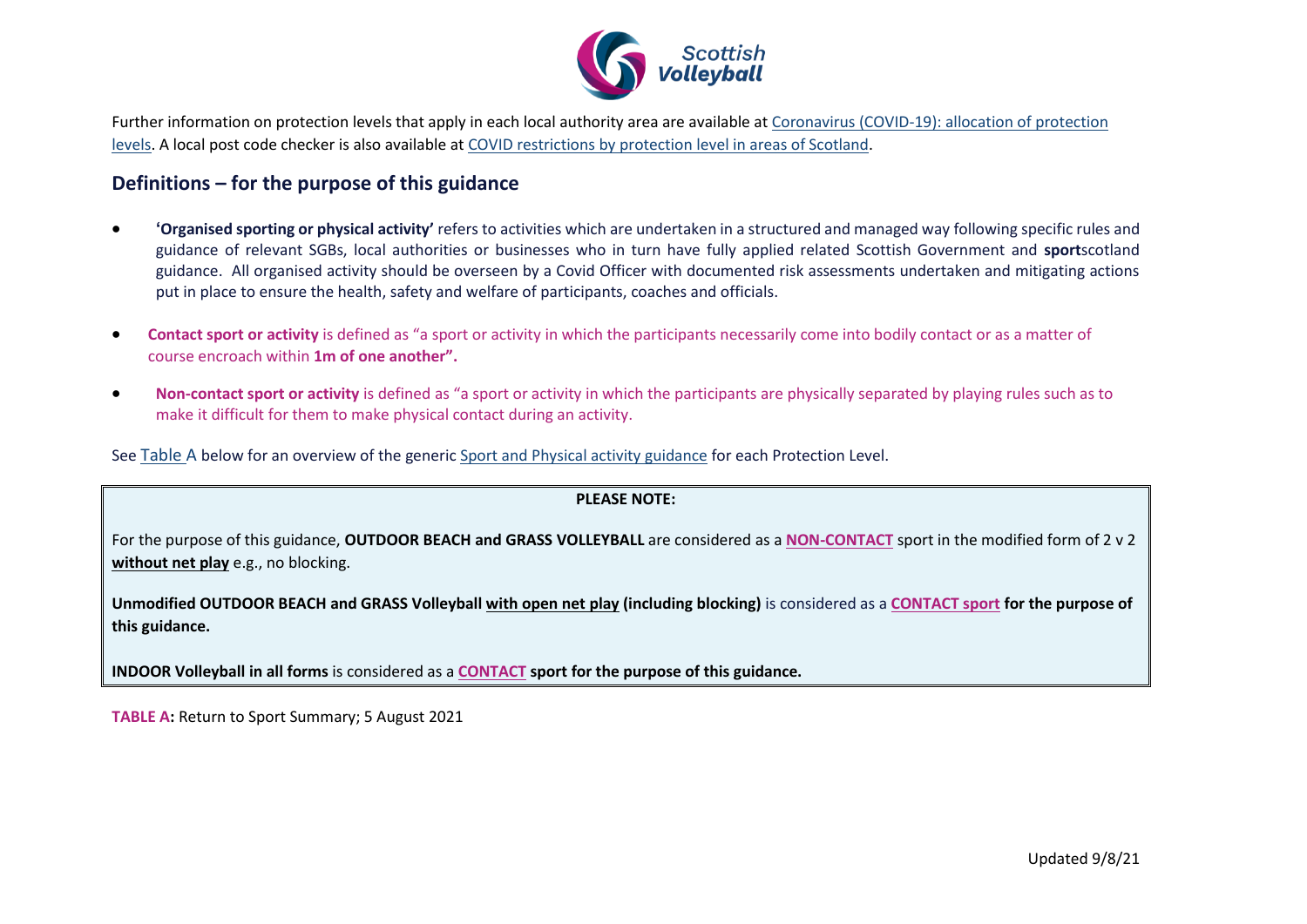Further information on protection levels that apply in each local authority area are available at Coronavirus (COVID-19): allocation of protection levels. A local post code checker is also available at COVID restrictions by protection level in areas of Scotland.

## Definitions – for the purpose of this guidance

- **'Organised sporting or physical activity'** refers to activities which are undertaken in a structured and managed way following specific rules and guidance of relevant SGBs, local authorities or businesses who in turn have fully applied related Scottish Government and **sport**scotland guidance. All organised activity should be overseen by a Covid Officer with documented risk assessments undertaken and mitigating actions put in place to ensure the health, safety and welfare of participants, coaches and officials.

- **Contact sport or activity** is defined as "a sport or activity in which the participants necessarily come into bodily contact or as a matter of course encroach within **1m of one another".**

- **Non-contact sport or activity** is defined as "a sport or activity in which the participants are physically separated by playing rules such as to make it difficult for them to make physical contact during an activity.

See Table A below for an overview of the generic Sport and Physical activity guidance for each Protection Level.

**PLEASE NOTE:**

For the purpose of this guidance, **OUTDOOR BEACH and GRASS VOLLEYBALL** are considered as a **NON-CONTACT** sport in the modified form of 2 v 2 **without net play** e.g., no blocking.

**Unmodified OUTDOOR BEACH and GRASS Volleyball with open net play (including blocking)** is considered as a **CONTACT sport for the purpose of this guidance.**

**INDOOR Volleyball in all forms** is considered as a **CONTACT sport for the purpose of this guidance.**

**TABLE A:** Return to Sport Summary; 5 August 2021

Updated 9/8/21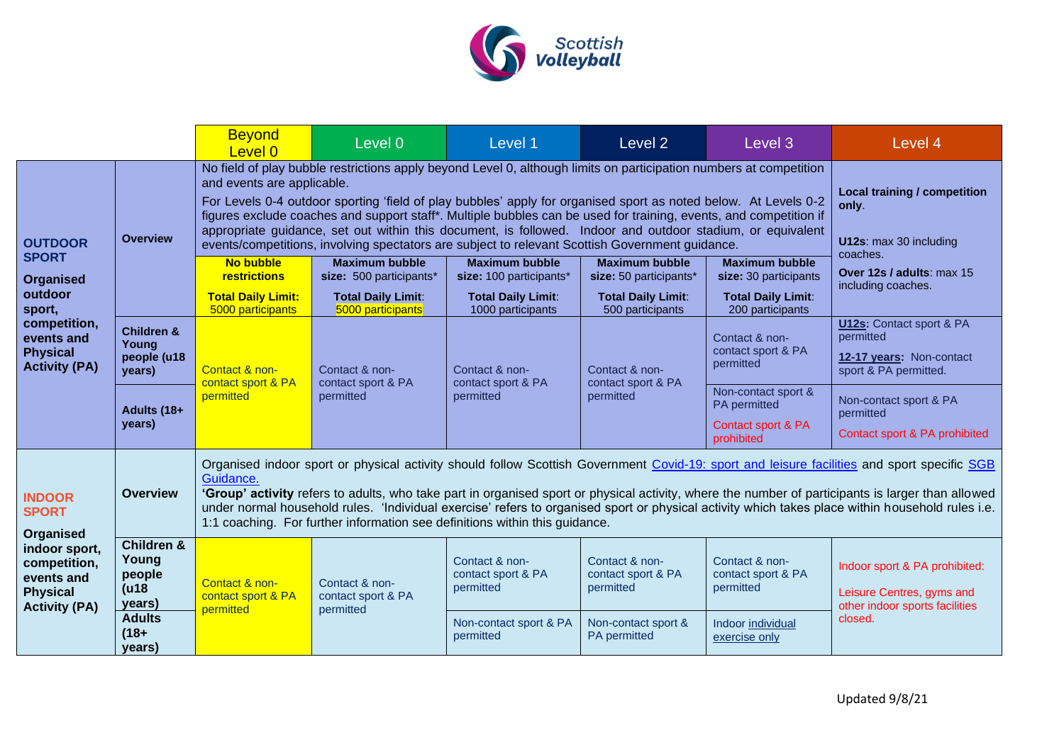| | | Beyond Level 0 | Level 0 | Level 1 | Level 2 | Level 3 | Level 4 |
|---|---|---|---|---|---|---|---|
| **OUTDOOR SPORT** **Organised outdoor sport, competition, events and Physical Activity (PA)** | **Overview** | No field of play bubble restrictions apply beyond Level 0, although limits on participation numbers at competition and events are applicable. For Levels 0-4 outdoor sporting 'field of play bubbles' apply for organised sport as noted below. At Levels 0-2 figures exclude coaches and support staff*. Multiple bubbles can be used for training, events, and competition if appropriate guidance, set out within this document, is followed. Indoor and outdoor stadium, or equivalent events/competitions, involving spectators are subject to relevant Scottish Government guidance. | | | | | **Local training / competition only**. **U12s**: max 30 including coaches. **Over 12s / adults**: max 15 including coaches. |
| | | **No bubble restrictions** **Total Daily Limit:** 5000 participants | **Maximum bubble size:** 500 participants* **Total Daily Limit**: 5000 participants | **Maximum bubble size:** 100 participants* **Total Daily Limit**: 1000 participants | **Maximum bubble size:** 50 participants* **Total Daily Limit**: 500 participants | **Maximum bubble size:** 30 participants **Total Daily Limit**: 200 participants | |
| | **Children & Young people (u18 years)** | Contact & non-contact sport & PA permitted | Contact & non-contact sport & PA permitted | Contact & non-contact sport & PA permitted | Contact & non-contact sport & PA permitted | Contact & non-contact sport & PA permitted | **U12s:** Contact sport & PA permitted **12-17 years**: Non-contact sport & PA permitted. |
| | **Adults (18+ years)** | | | | | Non-contact sport & PA permitted Contact sport & PA prohibited | Non-contact sport & PA permitted Contact sport & PA prohibited |
| **INDOOR SPORT** **Organised indoor sport, competition, events and Physical Activity (PA)** | **Overview** | Organised indoor sport or physical activity should follow Scottish Government Covid-19: sport and leisure facilities and sport specific SGB Guidance. **'Group' activity** refers to adults, who take part in organised sport or physical activity, where the number of participants is larger than allowed under normal household rules. 'Individual exercise' refers to organised sport or physical activity which takes place within household rules i.e. 1:1 coaching. For further information see definitions within this guidance. | | | | | |
| | **Children & Young people (u18 years)** | Contact & non-contact sport & PA permitted | Contact & non-contact sport & PA permitted | Contact & non-contact sport & PA permitted | Contact & non-contact sport & PA permitted | Contact & non-contact sport & PA permitted | Indoor sport & PA prohibited: Leisure Centres, gyms and other indoor sports facilities closed. |
| | **Adults (18+ years)** | | | Non-contact sport & PA permitted | Non-contact sport & PA permitted | Indoor individual exercise only | |

Updated 9/8/21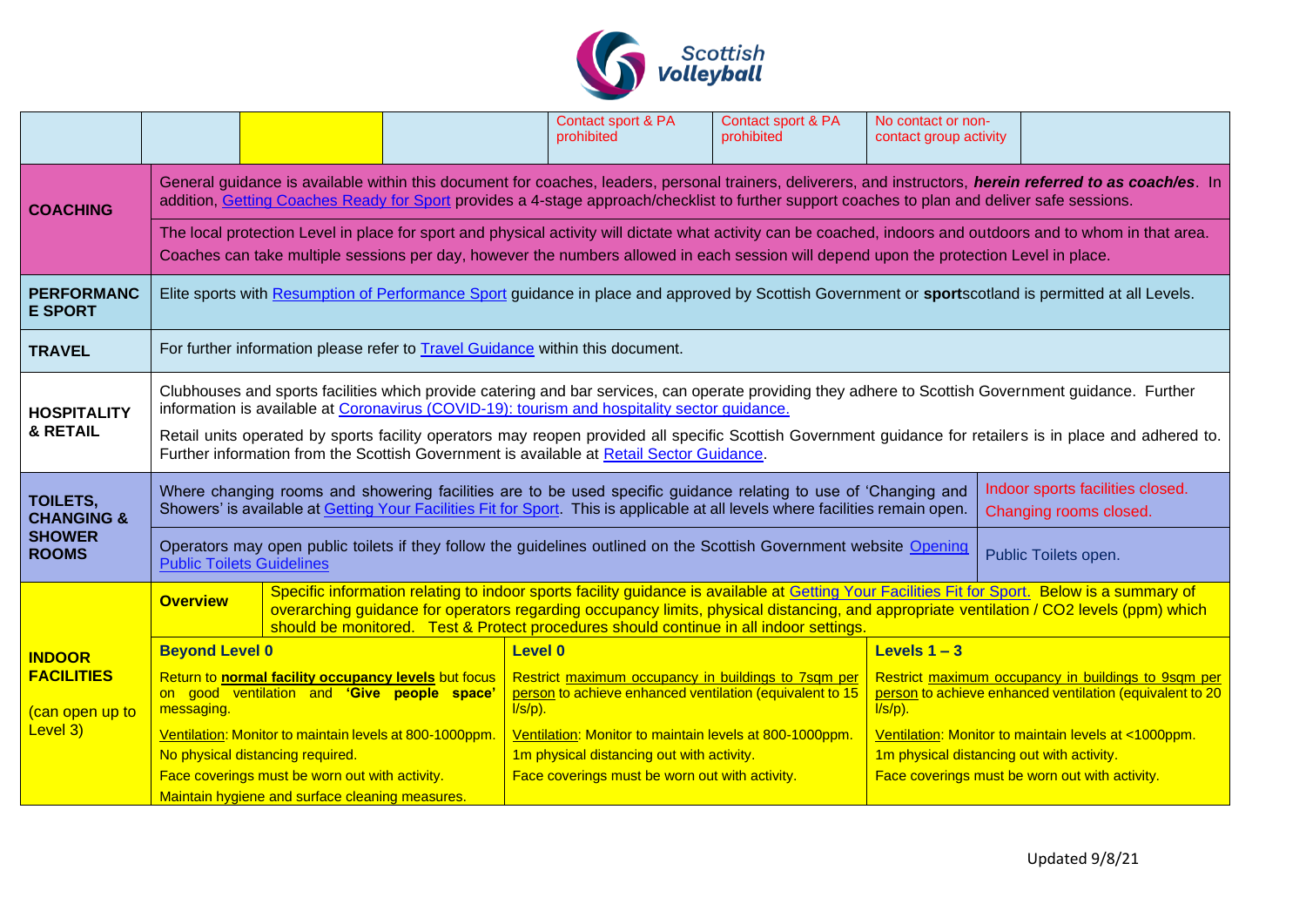| | | | | Contact sport & PA prohibited | Contact sport & PA prohibited | No contact or non-contact group activity | |
|---|---|---|---|---|---|---|---|
| **COACHING** | General guidance is available within this document for coaches, leaders, personal trainers, deliverers, and instructors, ***herein referred to as coach/es***. In addition, Getting Coaches Ready for Sport provides a 4-stage approach/checklist to further support coaches to plan and deliver safe sessions. | | | | | | |
| | The local protection Level in place for sport and physical activity will dictate what activity can be coached, indoors and outdoors and to whom in that area. Coaches can take multiple sessions per day, however the numbers allowed in each session will depend upon the protection Level in place. | | | | | | |
| **PERFORMANCE SPORT** | Elite sports with Resumption of Performance Sport guidance in place and approved by Scottish Government or **sport**scotland is permitted at all Levels. | | | | | | |
| **TRAVEL** | For further information please refer to Travel Guidance within this document. | | | | | | |
| **HOSPITALITY & RETAIL** | Clubhouses and sports facilities which provide catering and bar services, can operate providing they adhere to Scottish Government guidance. Further information is available at Coronavirus (COVID-19): tourism and hospitality sector guidance. | | | | | | |
| | Retail units operated by sports facility operators may reopen provided all specific Scottish Government guidance for retailers is in place and adhered to. Further information from the Scottish Government is available at Retail Sector Guidance. | | | | | | |
| **TOILETS, CHANGING & SHOWER ROOMS** | Where changing rooms and showering facilities are to be used specific guidance relating to use of 'Changing and Showers' is available at Getting Your Facilities Fit for Sport. This is applicable at all levels where facilities remain open. | | | | | | Indoor sports facilities closed. Changing rooms closed. |
| | Operators may open public toilets if they follow the guidelines outlined on the Scottish Government website Opening Public Toilets Guidelines | | | | | | Public Toilets open. |
| **INDOOR FACILITIES** (can open up to Level 3) | **Overview** | Specific information relating to indoor sports facility guidance is available at Getting Your Facilities Fit for Sport. Below is a summary of overarching guidance for operators regarding occupancy limits, physical distancing, and appropriate ventilation / CO2 levels (ppm) which should be monitored. Test & Protect procedures should continue in all indoor settings. | | | | | |
| | **Beyond Level 0**<br>Return to **normal facility occupancy levels** but focus on good ventilation and **'Give people space'** messaging.<br>Ventilation: Monitor to maintain levels at 800-1000ppm.<br>No physical distancing required.<br>Face coverings must be worn out with activity.<br>Maintain hygiene and surface cleaning measures. | | | **Level 0**<br>Restrict maximum occupancy in buildings to 7sqm per person to achieve enhanced ventilation (equivalent to 15 l/s/p).<br>Ventilation: Monitor to maintain levels at 800-1000ppm.<br>1m physical distancing out with activity.<br>Face coverings must be worn out with activity. | | **Levels 1 – 3**<br>Restrict maximum occupancy in buildings to 9sqm per person to achieve enhanced ventilation (equivalent to 20 l/s/p).<br>Ventilation: Monitor to maintain levels at <1000ppm.<br>1m physical distancing out with activity.<br>Face coverings must be worn out with activity. | |

Updated 9/8/21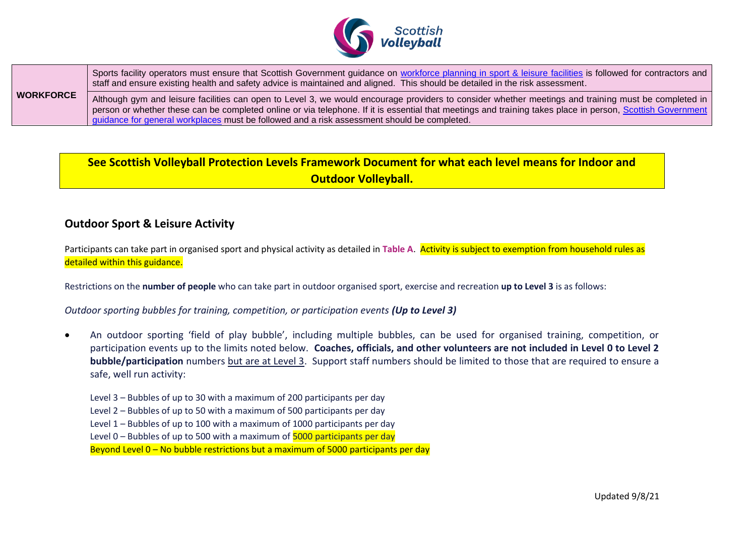| WORKFORCE | Sports facility operators must ensure that Scottish Government guidance on workforce planning in sport & leisure facilities is followed for contractors and staff and ensure existing health and safety advice is maintained and aligned. This should be detailed in the risk assessment. |
| --- | --- |
| | Although gym and leisure facilities can open to Level 3, we would encourage providers to consider whether meetings and training must be completed in person or whether these can be completed online or via telephone. If it is essential that meetings and training takes place in person, Scottish Government guidance for general workplaces must be followed and a risk assessment should be completed. |

**See Scottish Volleyball Protection Levels Framework Document for what each level means for Indoor and Outdoor Volleyball.**

## Outdoor Sport & Leisure Activity

Participants can take part in organised sport and physical activity as detailed in **Table A**. Activity is subject to exemption from household rules as detailed within this guidance.

Restrictions on the **number of people** who can take part in outdoor organised sport, exercise and recreation **up to Level 3** is as follows:

*Outdoor sporting bubbles for training, competition, or participation events **(Up to Level 3)***

- An outdoor sporting 'field of play bubble', including multiple bubbles, can be used for organised training, competition, or participation events up to the limits noted below. **Coaches, officials, and other volunteers are not included in Level 0 to Level 2 bubble/participation** numbers but are at Level 3. Support staff numbers should be limited to those that are required to ensure a safe, well run activity:

  Level 3 – Bubbles of up to 30 with a maximum of 200 participants per day
  Level 2 – Bubbles of up to 50 with a maximum of 500 participants per day
  Level 1 – Bubbles of up to 100 with a maximum of 1000 participants per day
  Level 0 – Bubbles of up to 500 with a maximum of 5000 participants per day
  Beyond Level 0 – No bubble restrictions but a maximum of 5000 participants per day

Updated 9/8/21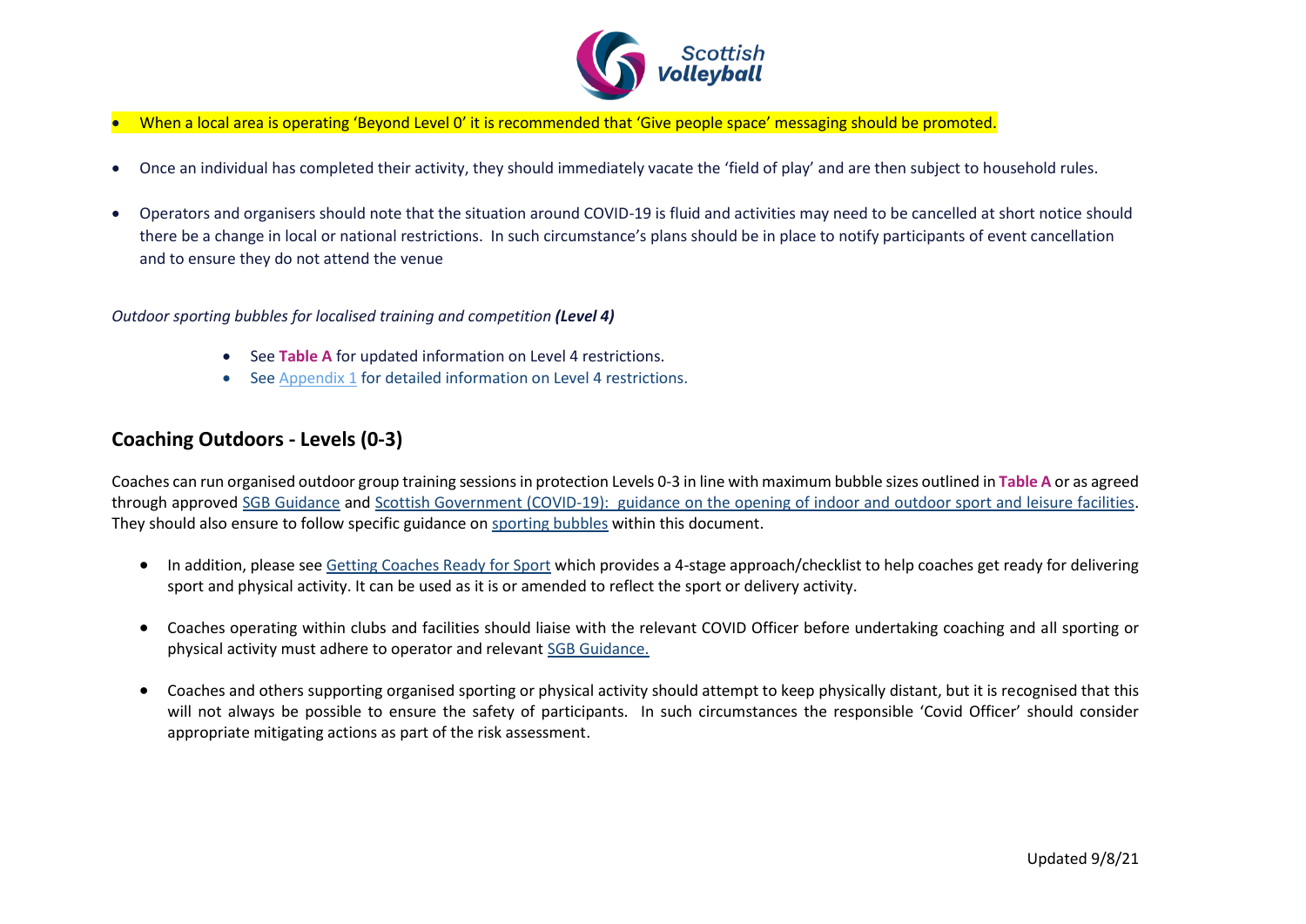- When a local area is operating 'Beyond Level 0' it is recommended that 'Give people space' messaging should be promoted.

- Once an individual has completed their activity, they should immediately vacate the 'field of play' and are then subject to household rules.

- Operators and organisers should note that the situation around COVID-19 is fluid and activities may need to be cancelled at short notice should there be a change in local or national restrictions. In such circumstance's plans should be in place to notify participants of event cancellation and to ensure they do not attend the venue

*Outdoor sporting bubbles for localised training and competition* ***(Level 4)***

- See **Table A** for updated information on Level 4 restrictions.
- See Appendix 1 for detailed information on Level 4 restrictions.

## Coaching Outdoors - Levels (0-3)

Coaches can run organised outdoor group training sessions in protection Levels 0-3 in line with maximum bubble sizes outlined in **Table A** or as agreed through approved SGB Guidance and Scottish Government (COVID-19): guidance on the opening of indoor and outdoor sport and leisure facilities. They should also ensure to follow specific guidance on sporting bubbles within this document.

- In addition, please see Getting Coaches Ready for Sport which provides a 4-stage approach/checklist to help coaches get ready for delivering sport and physical activity. It can be used as it is or amended to reflect the sport or delivery activity.

- Coaches operating within clubs and facilities should liaise with the relevant COVID Officer before undertaking coaching and all sporting or physical activity must adhere to operator and relevant SGB Guidance.

- Coaches and others supporting organised sporting or physical activity should attempt to keep physically distant, but it is recognised that this will not always be possible to ensure the safety of participants. In such circumstances the responsible 'Covid Officer' should consider appropriate mitigating actions as part of the risk assessment.

Updated 9/8/21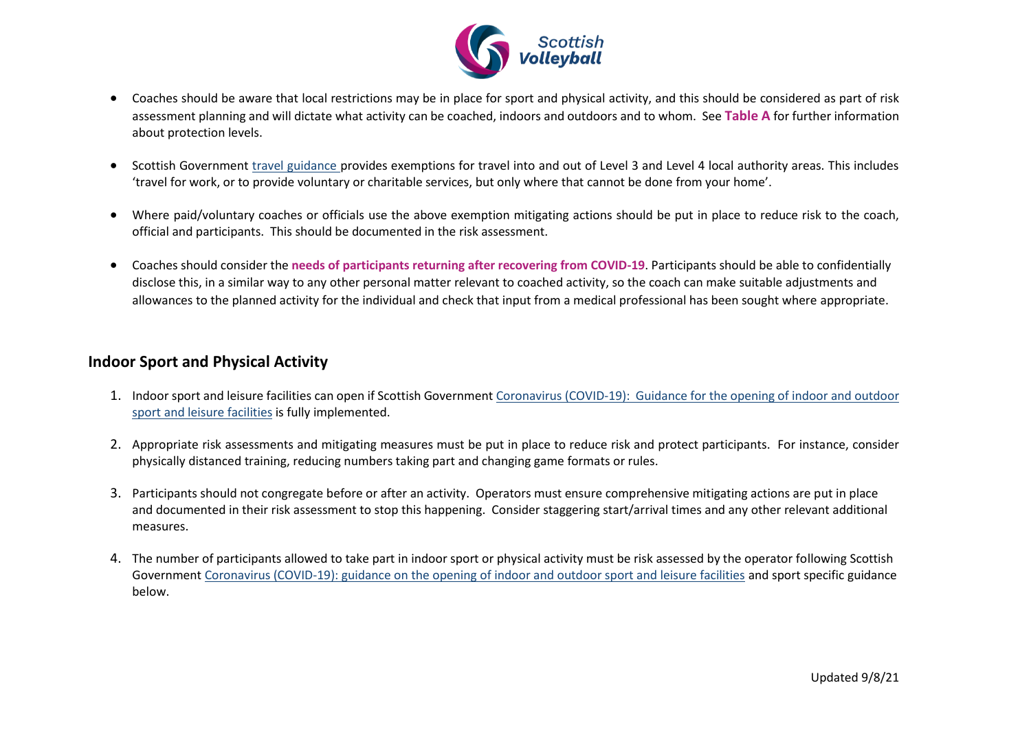- Coaches should be aware that local restrictions may be in place for sport and physical activity, and this should be considered as part of risk assessment planning and will dictate what activity can be coached, indoors and outdoors and to whom. See **Table A** for further information about protection levels.

- Scottish Government travel guidance provides exemptions for travel into and out of Level 3 and Level 4 local authority areas. This includes 'travel for work, or to provide voluntary or charitable services, but only where that cannot be done from your home'.

- Where paid/voluntary coaches or officials use the above exemption mitigating actions should be put in place to reduce risk to the coach, official and participants. This should be documented in the risk assessment.

- Coaches should consider the **needs of participants returning after recovering from COVID-19**. Participants should be able to confidentially disclose this, in a similar way to any other personal matter relevant to coached activity, so the coach can make suitable adjustments and allowances to the planned activity for the individual and check that input from a medical professional has been sought where appropriate.

## Indoor Sport and Physical Activity

1. Indoor sport and leisure facilities can open if Scottish Government Coronavirus (COVID-19): Guidance for the opening of indoor and outdoor sport and leisure facilities is fully implemented.

2. Appropriate risk assessments and mitigating measures must be put in place to reduce risk and protect participants. For instance, consider physically distanced training, reducing numbers taking part and changing game formats or rules.

3. Participants should not congregate before or after an activity. Operators must ensure comprehensive mitigating actions are put in place and documented in their risk assessment to stop this happening. Consider staggering start/arrival times and any other relevant additional measures.

4. The number of participants allowed to take part in indoor sport or physical activity must be risk assessed by the operator following Scottish Government Coronavirus (COVID-19): guidance on the opening of indoor and outdoor sport and leisure facilities and sport specific guidance below.

Updated 9/8/21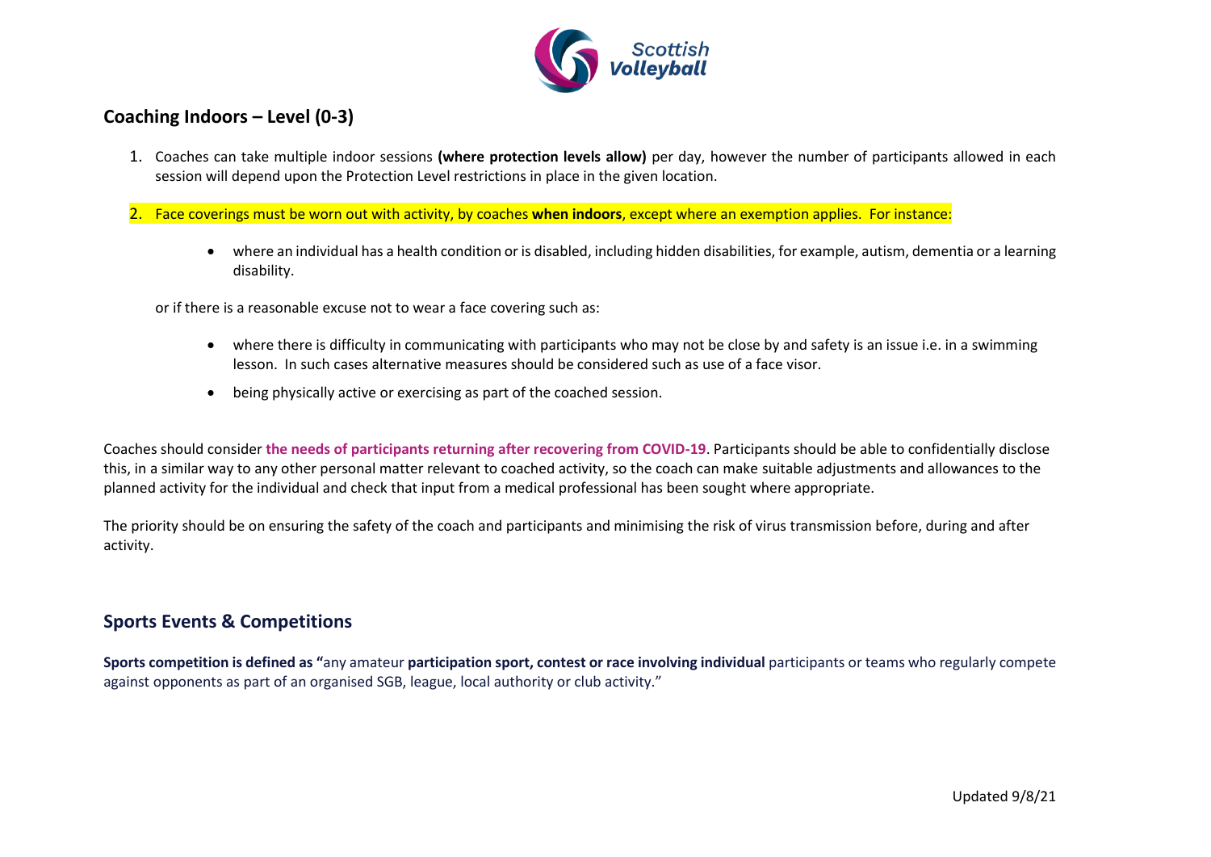## Coaching Indoors – Level (0-3)

1. Coaches can take multiple indoor sessions **(where protection levels allow)** per day, however the number of participants allowed in each session will depend upon the Protection Level restrictions in place in the given location.

2. Face coverings must be worn out with activity, by coaches **when indoors**, except where an exemption applies. For instance:

    - where an individual has a health condition or is disabled, including hidden disabilities, for example, autism, dementia or a learning disability.

    or if there is a reasonable excuse not to wear a face covering such as:

    - where there is difficulty in communicating with participants who may not be close by and safety is an issue i.e. in a swimming lesson. In such cases alternative measures should be considered such as use of a face visor.
    - being physically active or exercising as part of the coached session.

Coaches should consider **the needs of participants returning after recovering from COVID-19**. Participants should be able to confidentially disclose this, in a similar way to any other personal matter relevant to coached activity, so the coach can make suitable adjustments and allowances to the planned activity for the individual and check that input from a medical professional has been sought where appropriate.

The priority should be on ensuring the safety of the coach and participants and minimising the risk of virus transmission before, during and after activity.

## Sports Events & Competitions

**Sports competition is defined as "**any amateur **participation sport, contest or race involving individual** participants or teams who regularly compete against opponents as part of an organised SGB, league, local authority or club activity."

Updated 9/8/21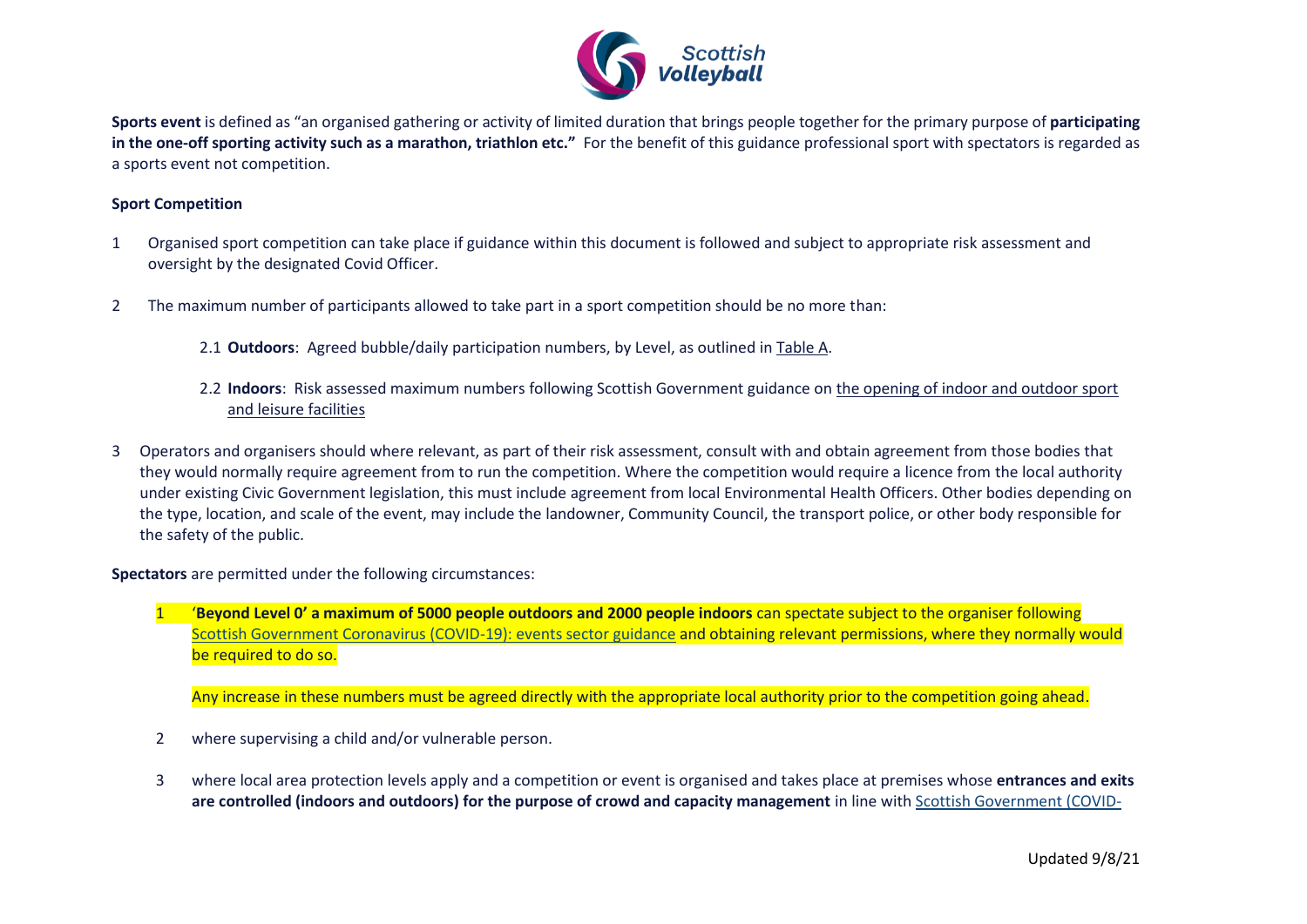**Sports event** is defined as "an organised gathering or activity of limited duration that brings people together for the primary purpose of **participating in the one-off sporting activity such as a marathon, triathlon etc."** For the benefit of this guidance professional sport with spectators is regarded as a sports event not competition.

**Sport Competition**

1. Organised sport competition can take place if guidance within this document is followed and subject to appropriate risk assessment and oversight by the designated Covid Officer.

2. The maximum number of participants allowed to take part in a sport competition should be no more than:

   2.1 **Outdoors**: Agreed bubble/daily participation numbers, by Level, as outlined in Table A.

   2.2 **Indoors**: Risk assessed maximum numbers following Scottish Government guidance on the opening of indoor and outdoor sport and leisure facilities

3. Operators and organisers should where relevant, as part of their risk assessment, consult with and obtain agreement from those bodies that they would normally require agreement from to run the competition. Where the competition would require a licence from the local authority under existing Civic Government legislation, this must include agreement from local Environmental Health Officers. Other bodies depending on the type, location, and scale of the event, may include the landowner, Community Council, the transport police, or other body responsible for the safety of the public.

**Spectators** are permitted under the following circumstances:

1. '**Beyond Level 0' a maximum of 5000 people outdoors and 2000 people indoors** can spectate subject to the organiser following Scottish Government Coronavirus (COVID-19): events sector guidance and obtaining relevant permissions, where they normally would be required to do so.

   Any increase in these numbers must be agreed directly with the appropriate local authority prior to the competition going ahead.

2. where supervising a child and/or vulnerable person.

3. where local area protection levels apply and a competition or event is organised and takes place at premises whose **entrances and exits are controlled (indoors and outdoors) for the purpose of crowd and capacity management** in line with Scottish Government (COVID-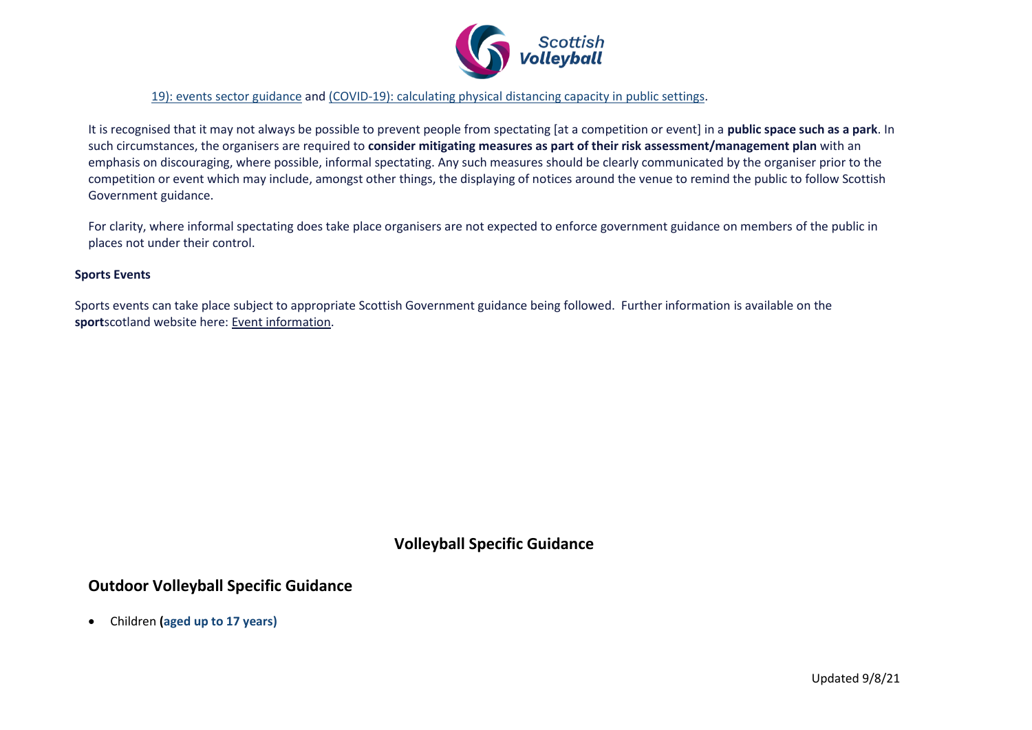19): events sector guidance and (COVID-19): calculating physical distancing capacity in public settings.

It is recognised that it may not always be possible to prevent people from spectating [at a competition or event] in a **public space such as a park**. In such circumstances, the organisers are required to **consider mitigating measures as part of their risk assessment/management plan** with an emphasis on discouraging, where possible, informal spectating. Any such measures should be clearly communicated by the organiser prior to the competition or event which may include, amongst other things, the displaying of notices around the venue to remind the public to follow Scottish Government guidance.

For clarity, where informal spectating does take place organisers are not expected to enforce government guidance on members of the public in places not under their control.

**Sports Events**

Sports events can take place subject to appropriate Scottish Government guidance being followed. Further information is available on the **sport**scotland website here: Event information.

## Volleyball Specific Guidance

## Outdoor Volleyball Specific Guidance

- Children **(aged up to 17 years)**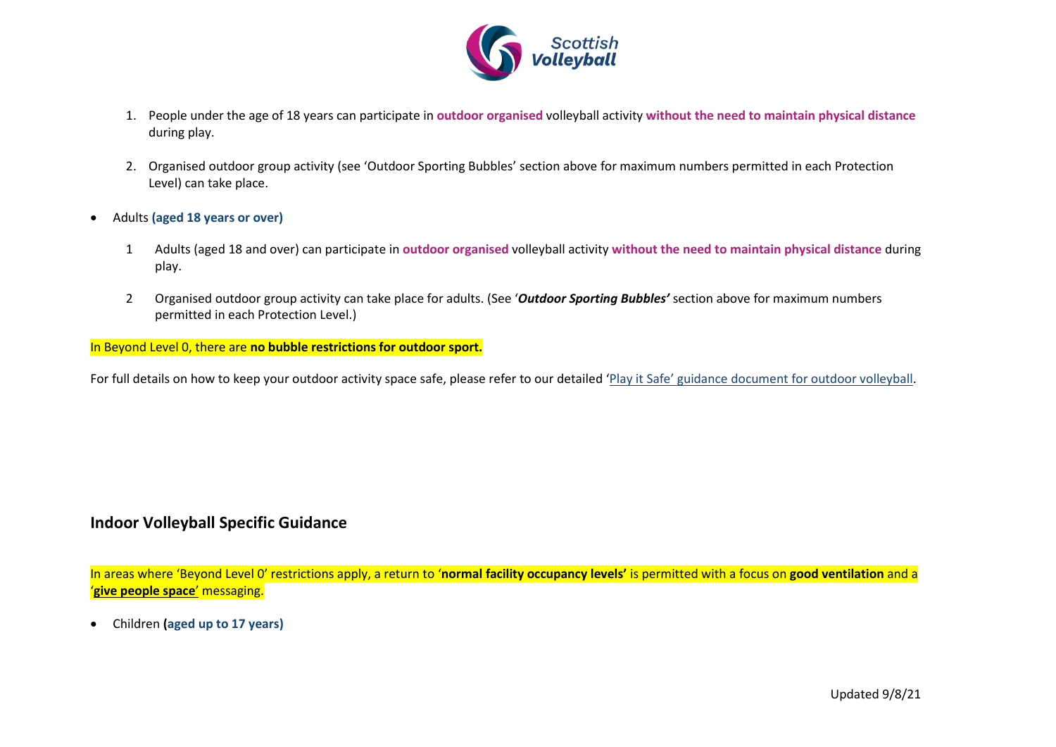1. People under the age of 18 years can participate in **outdoor organised** volleyball activity **without the need to maintain physical distance** during play.

2. Organised outdoor group activity (see 'Outdoor Sporting Bubbles' section above for maximum numbers permitted in each Protection Level) can take place.

- Adults **(aged 18 years or over)**

    1. Adults (aged 18 and over) can participate in **outdoor organised** volleyball activity **without the need to maintain physical distance** during play.

    2. Organised outdoor group activity can take place for adults. (See '***Outdoor Sporting Bubbles'*** section above for maximum numbers permitted in each Protection Level.)

In Beyond Level 0, there are **no bubble restrictions for outdoor sport.**

For full details on how to keep your outdoor activity space safe, please refer to our detailed 'Play it Safe' guidance document for outdoor volleyball.

## Indoor Volleyball Specific Guidance

In areas where 'Beyond Level 0' restrictions apply, a return to '**normal facility occupancy levels'** is permitted with a focus on **good ventilation** and a '**give people space**' messaging.

- Children **(aged up to 17 years)**

Updated 9/8/21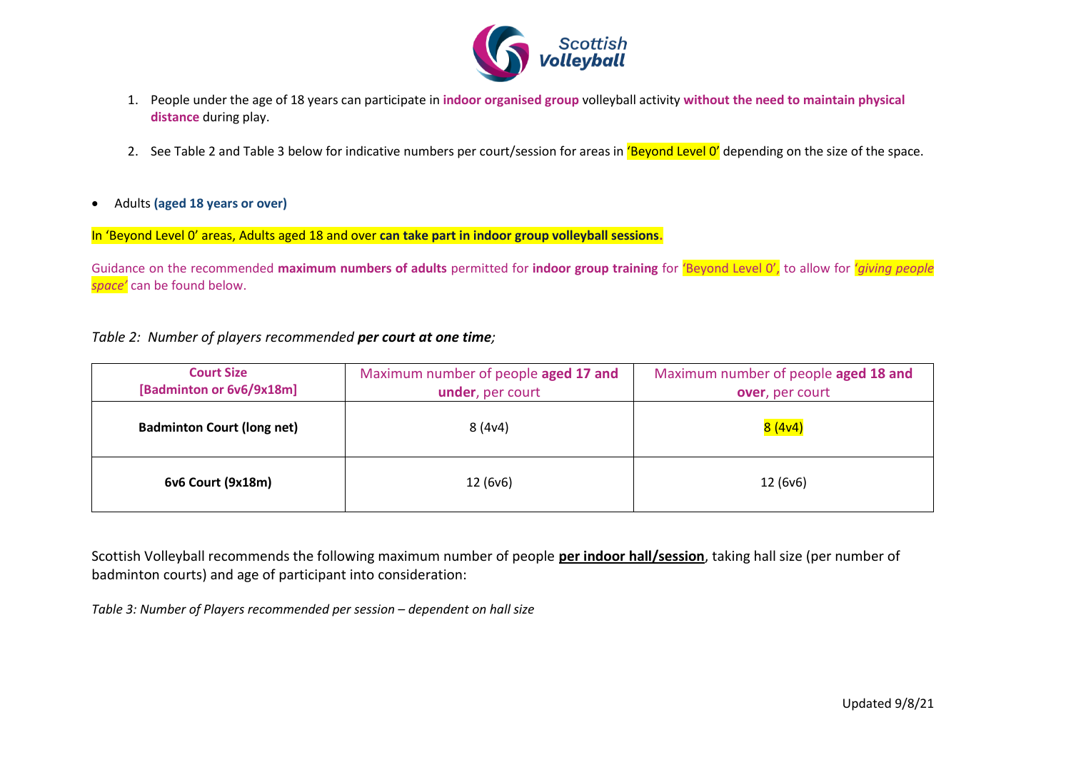1. People under the age of 18 years can participate in **indoor organised group** volleyball activity **without the need to maintain physical distance** during play.

2. See Table 2 and Table 3 below for indicative numbers per court/session for areas in 'Beyond Level 0' depending on the size of the space.

- Adults **(aged 18 years or over)**

In 'Beyond Level 0' areas, Adults aged 18 and over **can take part in indoor group volleyball sessions**.

Guidance on the recommended **maximum numbers of adults** permitted for **indoor group training** for 'Beyond Level 0', to allow for *'giving people space'* can be found below.

*Table 2: Number of players recommended **per court at one time**;*

| **Court Size [Badminton or 6v6/9x18m]** | Maximum number of people **aged 17 and under**, per court | Maximum number of people **aged 18 and over**, per court |
|---|---|---|
| **Badminton Court (long net)** | 8 (4v4) | 8 (4v4) |
| **6v6 Court (9x18m)** | 12 (6v6) | 12 (6v6) |

Scottish Volleyball recommends the following maximum number of people **per indoor hall/session**, taking hall size (per number of badminton courts) and age of participant into consideration:

*Table 3: Number of Players recommended per session – dependent on hall size*

Updated 9/8/21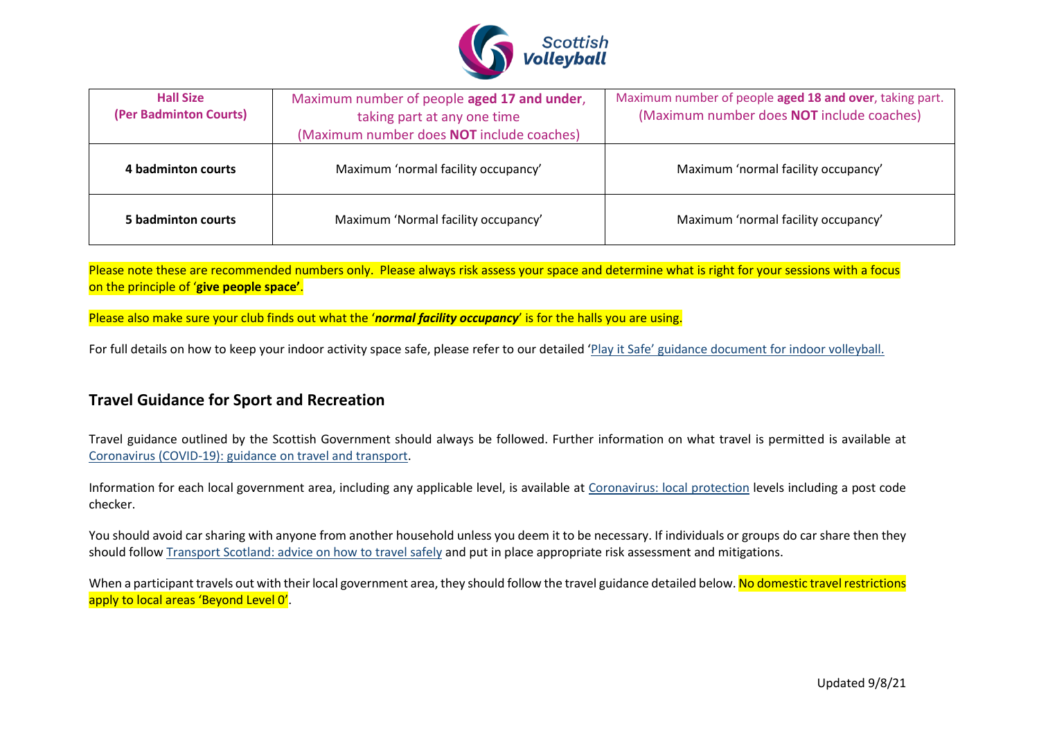| **Hall Size (Per Badminton Courts)** | Maximum number of people **aged 17 and under**, taking part at any one time (Maximum number does **NOT** include coaches) | Maximum number of people **aged 18 and over**, taking part. (Maximum number does **NOT** include coaches) |
|---|---|---|
| **4 badminton courts** | Maximum 'normal facility occupancy' | Maximum 'normal facility occupancy' |
| **5 badminton courts** | Maximum 'Normal facility occupancy' | Maximum 'normal facility occupancy' |

Please note these are recommended numbers only. Please always risk assess your space and determine what is right for your sessions with a focus on the principle of '**give people space'**.

Please also make sure your club finds out what the '***normal facility occupancy***' is for the halls you are using.

For full details on how to keep your indoor activity space safe, please refer to our detailed 'Play it Safe' guidance document for indoor volleyball.

## Travel Guidance for Sport and Recreation

Travel guidance outlined by the Scottish Government should always be followed. Further information on what travel is permitted is available at Coronavirus (COVID-19): guidance on travel and transport.

Information for each local government area, including any applicable level, is available at Coronavirus: local protection levels including a post code checker.

You should avoid car sharing with anyone from another household unless you deem it to be necessary. If individuals or groups do car share then they should follow Transport Scotland: advice on how to travel safely and put in place appropriate risk assessment and mitigations.

When a participant travels out with their local government area, they should follow the travel guidance detailed below. No domestic travel restrictions apply to local areas 'Beyond Level 0'.

Updated 9/8/21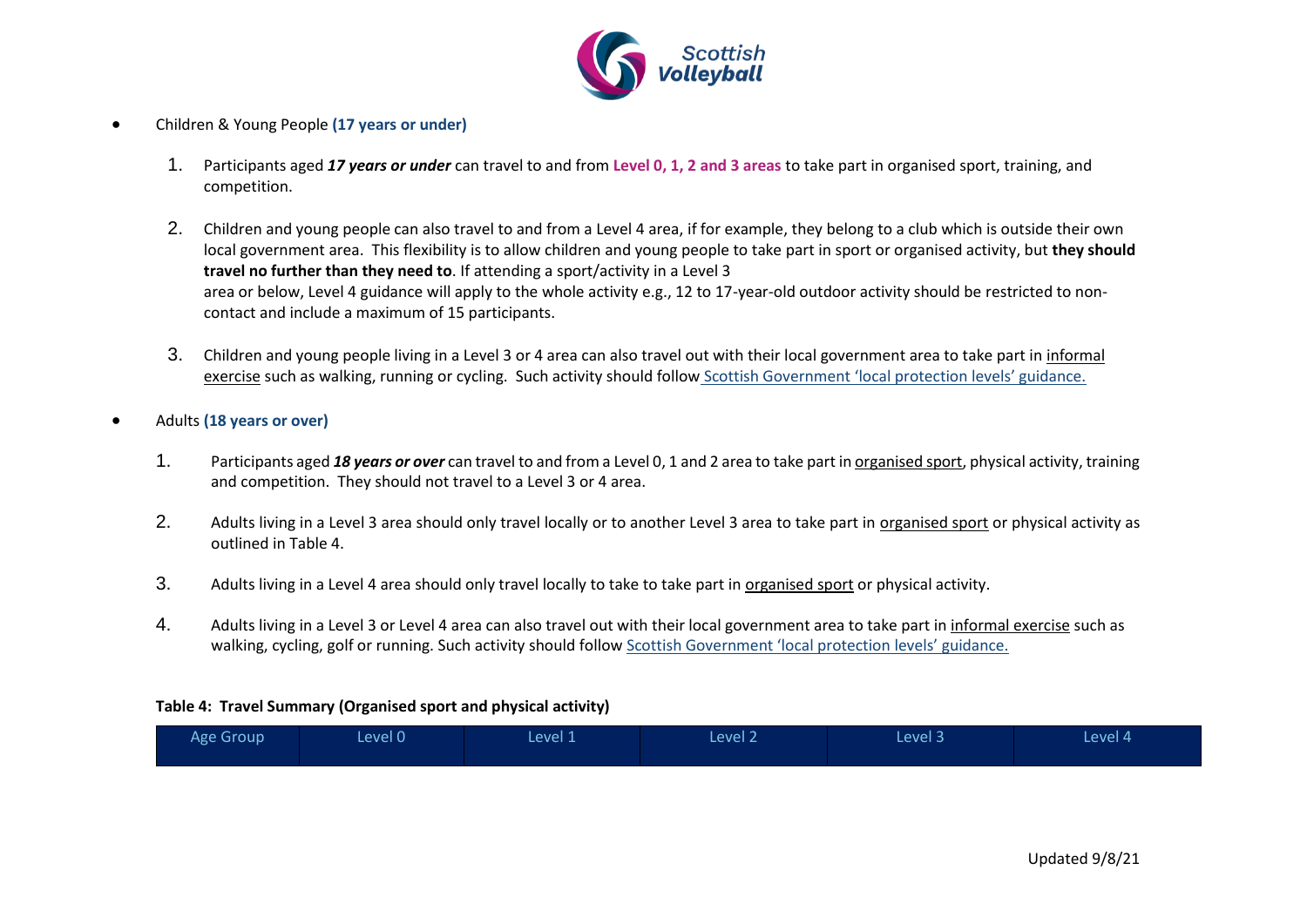- Children & Young People **(17 years or under)**

  1. Participants aged ***17 years or under*** can travel to and from **Level 0, 1, 2 and 3 areas** to take part in organised sport, training, and competition.

  2. Children and young people can also travel to and from a Level 4 area, if for example, they belong to a club which is outside their own local government area. This flexibility is to allow children and young people to take part in sport or organised activity, but **they should travel no further than they need to**. If attending a sport/activity in a Level 3 area or below, Level 4 guidance will apply to the whole activity e.g., 12 to 17-year-old outdoor activity should be restricted to non-contact and include a maximum of 15 participants.

  3. Children and young people living in a Level 3 or 4 area can also travel out with their local government area to take part in informal exercise such as walking, running or cycling. Such activity should follow [Scottish Government 'local protection levels' guidance.]()

- Adults **(18 years or over)**

  1. Participants aged ***18 years or over*** can travel to and from a Level 0, 1 and 2 area to take part in organised sport, physical activity, training and competition. They should not travel to a Level 3 or 4 area.

  2. Adults living in a Level 3 area should only travel locally or to another Level 3 area to take part in organised sport or physical activity as outlined in Table 4.

  3. Adults living in a Level 4 area should only travel locally to take to take part in organised sport or physical activity.

  4. Adults living in a Level 3 or Level 4 area can also travel out with their local government area to take part in informal exercise such as walking, cycling, golf or running. Such activity should follow [Scottish Government 'local protection levels' guidance.]()

**Table 4: Travel Summary (Organised sport and physical activity)**

| Age Group | Level 0 | Level 1 | Level 2 | Level 3 | Level 4 |
|---|---|---|---|---|---|

Updated 9/8/21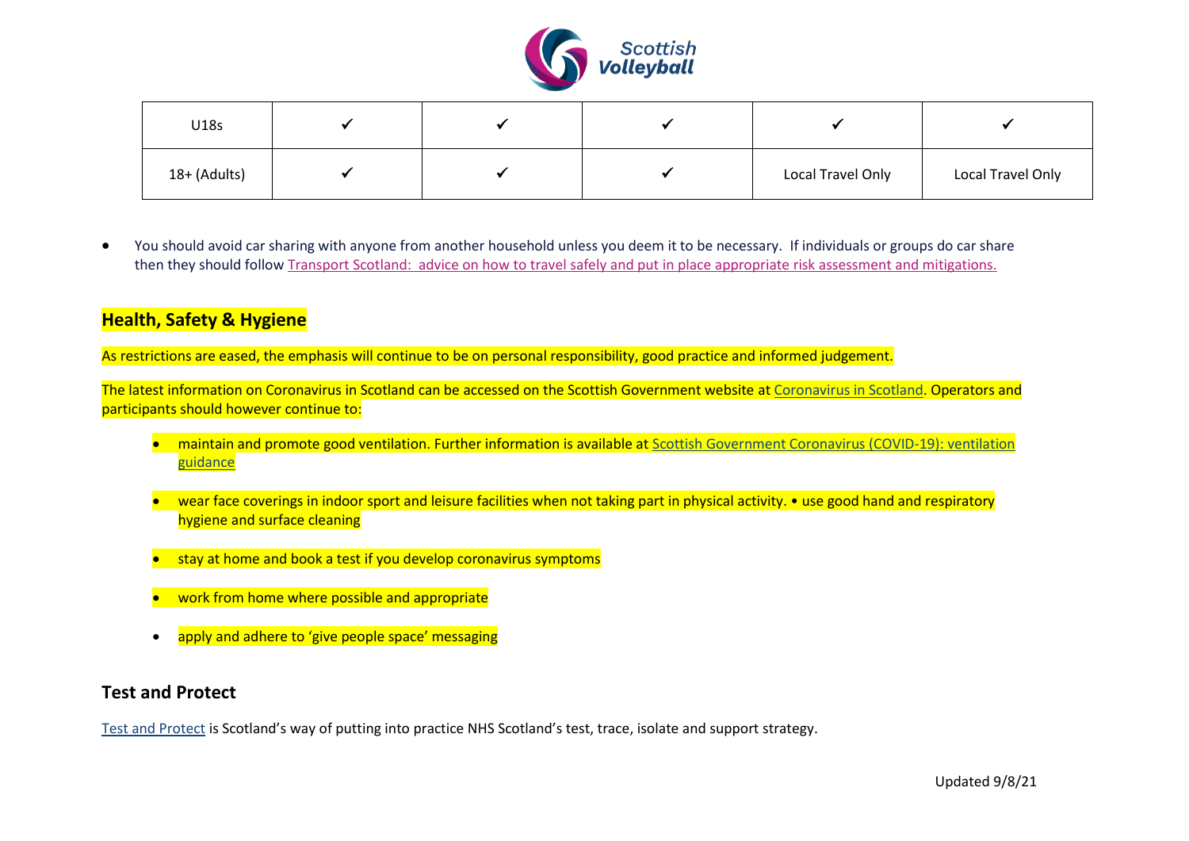| U18s | ✔ | ✔ | ✔ | ✔ | ✔ |
|---|---|---|---|---|---|
| 18+ (Adults) | ✔ | ✔ | ✔ | Local Travel Only | Local Travel Only |

- You should avoid car sharing with anyone from another household unless you deem it to be necessary. If individuals or groups do car share then they should follow Transport Scotland: advice on how to travel safely and put in place appropriate risk assessment and mitigations.

## Health, Safety & Hygiene

As restrictions are eased, the emphasis will continue to be on personal responsibility, good practice and informed judgement.

The latest information on Coronavirus in Scotland can be accessed on the Scottish Government website at Coronavirus in Scotland. Operators and participants should however continue to:

- maintain and promote good ventilation. Further information is available at Scottish Government Coronavirus (COVID-19): ventilation guidance
- wear face coverings in indoor sport and leisure facilities when not taking part in physical activity. • use good hand and respiratory hygiene and surface cleaning
- stay at home and book a test if you develop coronavirus symptoms
- work from home where possible and appropriate
- apply and adhere to 'give people space' messaging

## Test and Protect

Test and Protect is Scotland's way of putting into practice NHS Scotland's test, trace, isolate and support strategy.

Updated 9/8/21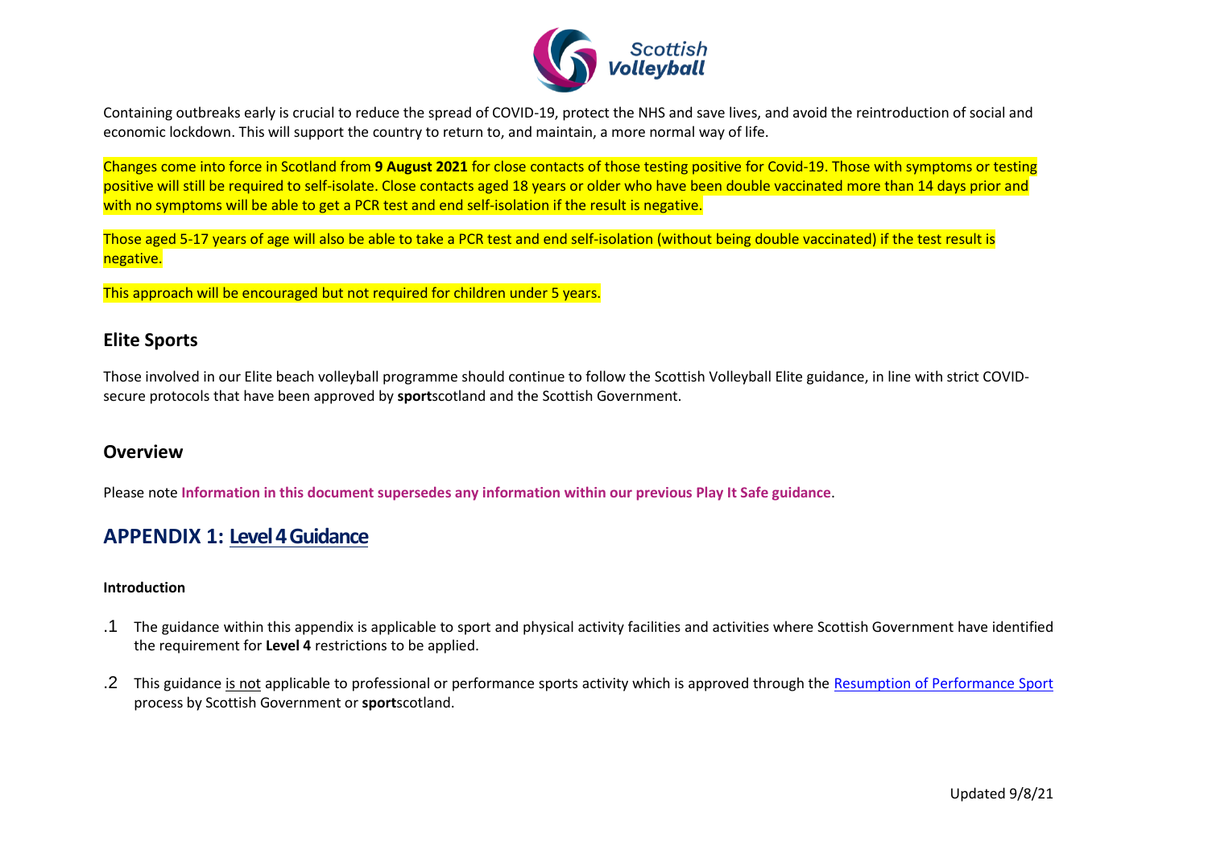Containing outbreaks early is crucial to reduce the spread of COVID-19, protect the NHS and save lives, and avoid the reintroduction of social and economic lockdown. This will support the country to return to, and maintain, a more normal way of life.

Changes come into force in Scotland from **9 August 2021** for close contacts of those testing positive for Covid-19. Those with symptoms or testing positive will still be required to self-isolate. Close contacts aged 18 years or older who have been double vaccinated more than 14 days prior and with no symptoms will be able to get a PCR test and end self-isolation if the result is negative.

Those aged 5-17 years of age will also be able to take a PCR test and end self-isolation (without being double vaccinated) if the test result is negative.

This approach will be encouraged but not required for children under 5 years.

## Elite Sports

Those involved in our Elite beach volleyball programme should continue to follow the Scottish Volleyball Elite guidance, in line with strict COVID-secure protocols that have been approved by **sport**scotland and the Scottish Government.

## Overview

Please note **Information in this document supersedes any information within our previous Play It Safe guidance**.

## APPENDIX 1: Level 4 Guidance

**Introduction**

.1 The guidance within this appendix is applicable to sport and physical activity facilities and activities where Scottish Government have identified the requirement for **Level 4** restrictions to be applied.

.2 This guidance is not applicable to professional or performance sports activity which is approved through the Resumption of Performance Sport process by Scottish Government or **sport**scotland.

Updated 9/8/21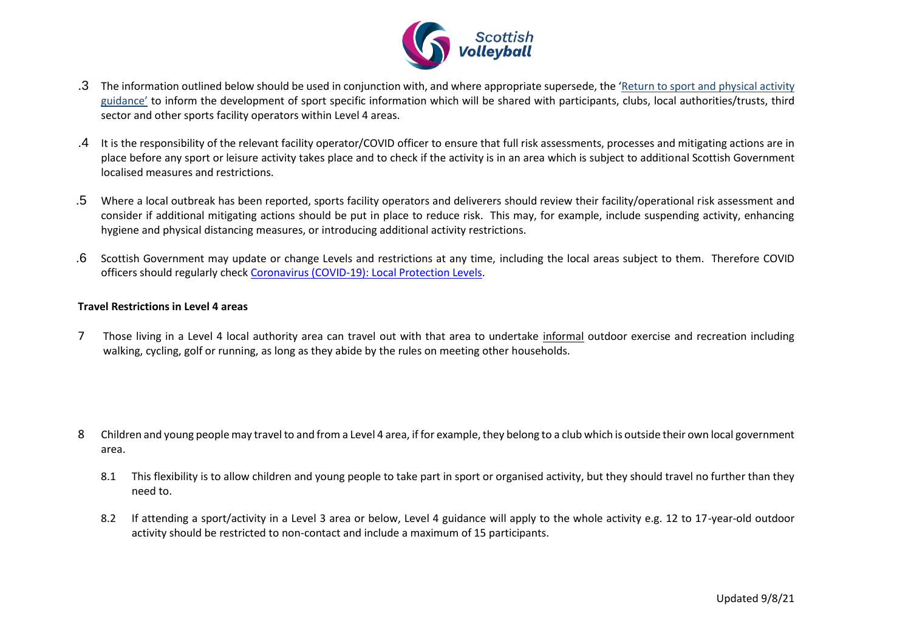.3 The information outlined below should be used in conjunction with, and where appropriate supersede, the '[Return to sport and physical activity guidance'](#) to inform the development of sport specific information which will be shared with participants, clubs, local authorities/trusts, third sector and other sports facility operators within Level 4 areas.

.4 It is the responsibility of the relevant facility operator/COVID officer to ensure that full risk assessments, processes and mitigating actions are in place before any sport or leisure activity takes place and to check if the activity is in an area which is subject to additional Scottish Government localised measures and restrictions.

.5 Where a local outbreak has been reported, sports facility operators and deliverers should review their facility/operational risk assessment and consider if additional mitigating actions should be put in place to reduce risk. This may, for example, include suspending activity, enhancing hygiene and physical distancing measures, or introducing additional activity restrictions.

.6 Scottish Government may update or change Levels and restrictions at any time, including the local areas subject to them. Therefore COVID officers should regularly check [Coronavirus (COVID-19): Local Protection Levels](#).

**Travel Restrictions in Level 4 areas**

7 Those living in a Level 4 local authority area can travel out with that area to undertake informal outdoor exercise and recreation including walking, cycling, golf or running, as long as they abide by the rules on meeting other households.

8 Children and young people may travel to and from a Level 4 area, if for example, they belong to a club which is outside their own local government area.

8.1 This flexibility is to allow children and young people to take part in sport or organised activity, but they should travel no further than they need to.

8.2 If attending a sport/activity in a Level 3 area or below, Level 4 guidance will apply to the whole activity e.g. 12 to 17-year-old outdoor activity should be restricted to non-contact and include a maximum of 15 participants.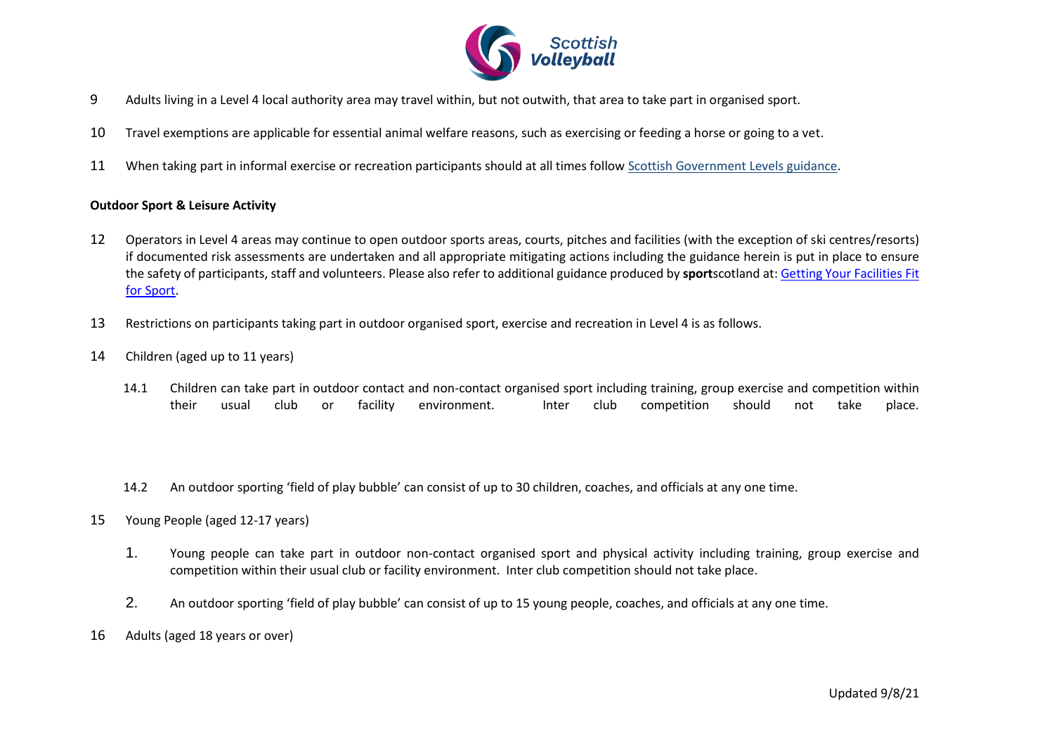9 Adults living in a Level 4 local authority area may travel within, but not outwith, that area to take part in organised sport.

10 Travel exemptions are applicable for essential animal welfare reasons, such as exercising or feeding a horse or going to a vet.

11 When taking part in informal exercise or recreation participants should at all times follow [Scottish Government Levels guidance]().

**Outdoor Sport & Leisure Activity**

12 Operators in Level 4 areas may continue to open outdoor sports areas, courts, pitches and facilities (with the exception of ski centres/resorts) if documented risk assessments are undertaken and all appropriate mitigating actions including the guidance herein is put in place to ensure the safety of participants, staff and volunteers. Please also refer to additional guidance produced by **sport**scotland at: [Getting Your Facilities Fit for Sport]().

13 Restrictions on participants taking part in outdoor organised sport, exercise and recreation in Level 4 is as follows.

14 Children (aged up to 11 years)

14.1 Children can take part in outdoor contact and non-contact organised sport including training, group exercise and competition within their usual club or facility environment. Inter club competition should not take place.

14.2 An outdoor sporting 'field of play bubble' can consist of up to 30 children, coaches, and officials at any one time.

15 Young People (aged 12-17 years)

1. Young people can take part in outdoor non-contact organised sport and physical activity including training, group exercise and competition within their usual club or facility environment. Inter club competition should not take place.
2. An outdoor sporting 'field of play bubble' can consist of up to 15 young people, coaches, and officials at any one time.

16 Adults (aged 18 years or over)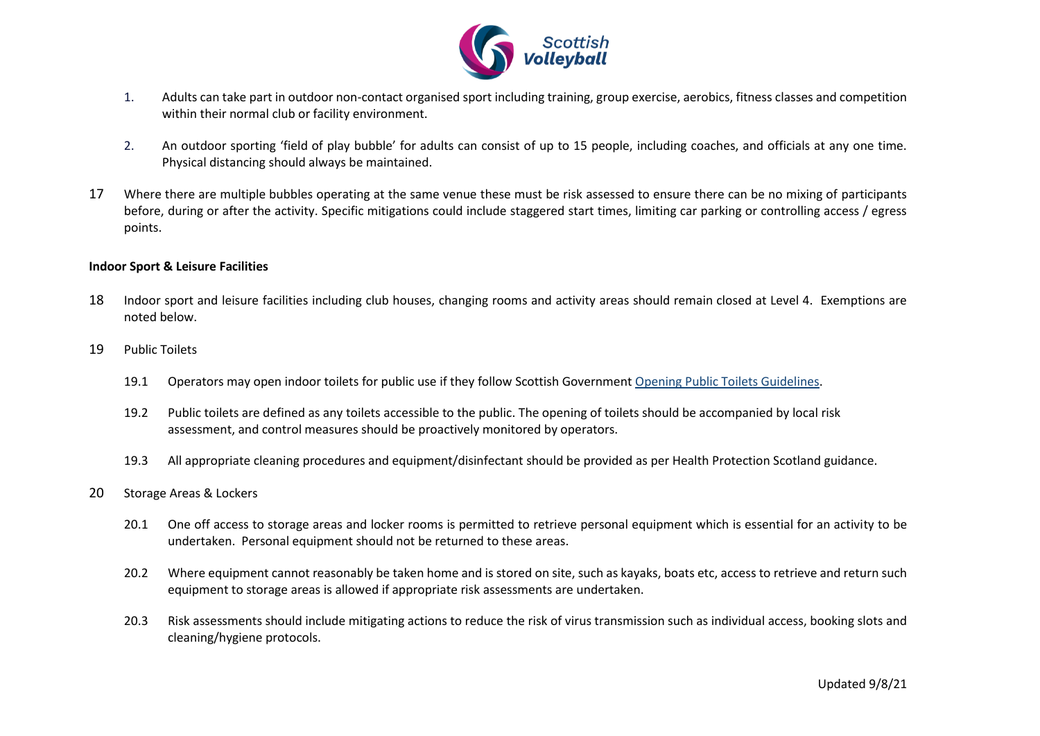1. Adults can take part in outdoor non-contact organised sport including training, group exercise, aerobics, fitness classes and competition within their normal club or facility environment.

2. An outdoor sporting 'field of play bubble' for adults can consist of up to 15 people, including coaches, and officials at any one time. Physical distancing should always be maintained.

17 Where there are multiple bubbles operating at the same venue these must be risk assessed to ensure there can be no mixing of participants before, during or after the activity. Specific mitigations could include staggered start times, limiting car parking or controlling access / egress points.

**Indoor Sport & Leisure Facilities**

18 Indoor sport and leisure facilities including club houses, changing rooms and activity areas should remain closed at Level 4. Exemptions are noted below.

19 Public Toilets

19.1 Operators may open indoor toilets for public use if they follow Scottish Government Opening Public Toilets Guidelines.

19.2 Public toilets are defined as any toilets accessible to the public. The opening of toilets should be accompanied by local risk assessment, and control measures should be proactively monitored by operators.

19.3 All appropriate cleaning procedures and equipment/disinfectant should be provided as per Health Protection Scotland guidance.

20 Storage Areas & Lockers

20.1 One off access to storage areas and locker rooms is permitted to retrieve personal equipment which is essential for an activity to be undertaken. Personal equipment should not be returned to these areas.

20.2 Where equipment cannot reasonably be taken home and is stored on site, such as kayaks, boats etc, access to retrieve and return such equipment to storage areas is allowed if appropriate risk assessments are undertaken.

20.3 Risk assessments should include mitigating actions to reduce the risk of virus transmission such as individual access, booking slots and cleaning/hygiene protocols.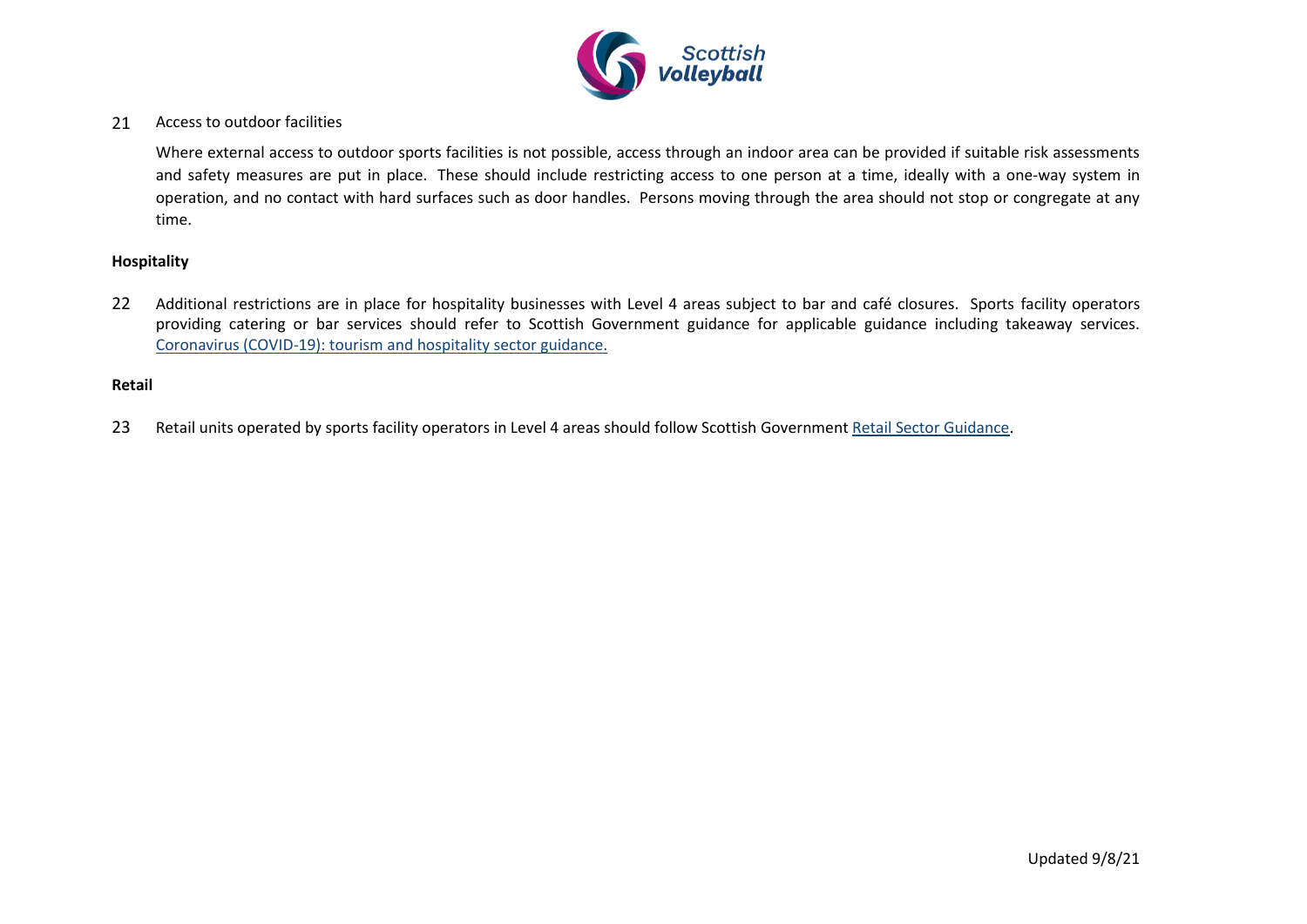21 Access to outdoor facilities

Where external access to outdoor sports facilities is not possible, access through an indoor area can be provided if suitable risk assessments and safety measures are put in place. These should include restricting access to one person at a time, ideally with a one-way system in operation, and no contact with hard surfaces such as door handles. Persons moving through the area should not stop or congregate at any time.

**Hospitality**

22 Additional restrictions are in place for hospitality businesses with Level 4 areas subject to bar and café closures. Sports facility operators providing catering or bar services should refer to Scottish Government guidance for applicable guidance including takeaway services. Coronavirus (COVID-19): tourism and hospitality sector guidance.

**Retail**

23 Retail units operated by sports facility operators in Level 4 areas should follow Scottish Government Retail Sector Guidance.

Updated 9/8/21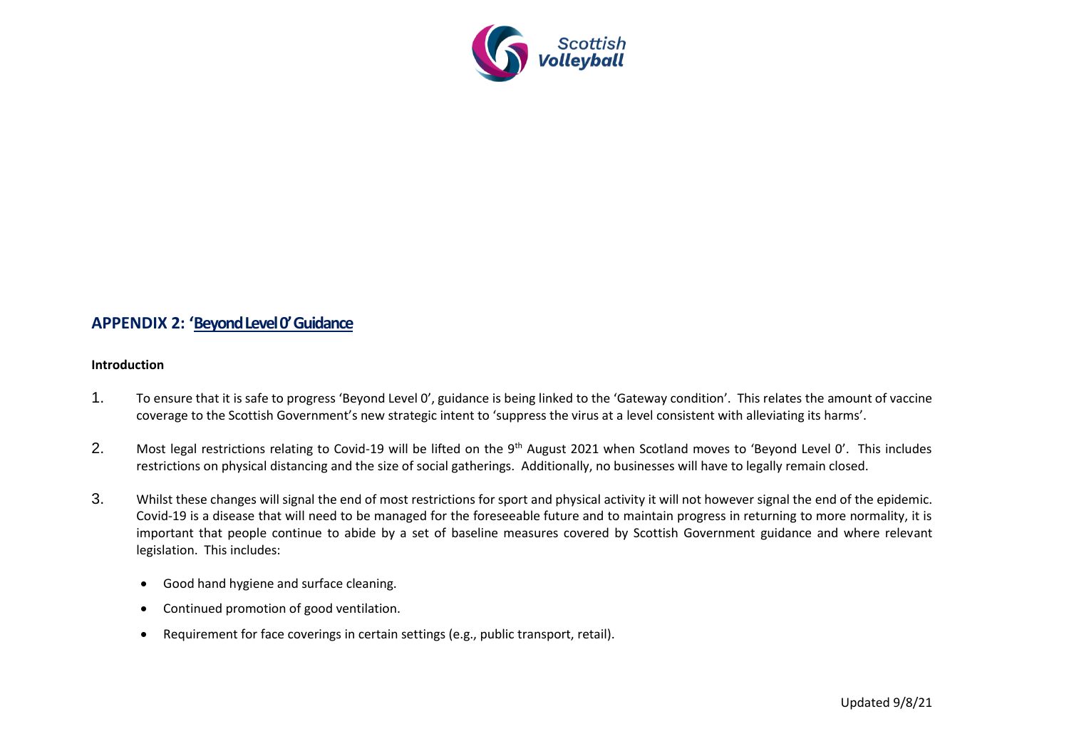## APPENDIX 2: 'Beyond Level 0' Guidance

**Introduction**

1. To ensure that it is safe to progress 'Beyond Level 0', guidance is being linked to the 'Gateway condition'. This relates the amount of vaccine coverage to the Scottish Government's new strategic intent to 'suppress the virus at a level consistent with alleviating its harms'.

2. Most legal restrictions relating to Covid-19 will be lifted on the 9th August 2021 when Scotland moves to 'Beyond Level 0'. This includes restrictions on physical distancing and the size of social gatherings. Additionally, no businesses will have to legally remain closed.

3. Whilst these changes will signal the end of most restrictions for sport and physical activity it will not however signal the end of the epidemic. Covid-19 is a disease that will need to be managed for the foreseeable future and to maintain progress in returning to more normality, it is important that people continue to abide by a set of baseline measures covered by Scottish Government guidance and where relevant legislation. This includes:

   - Good hand hygiene and surface cleaning.
   - Continued promotion of good ventilation.
   - Requirement for face coverings in certain settings (e.g., public transport, retail).

Updated 9/8/21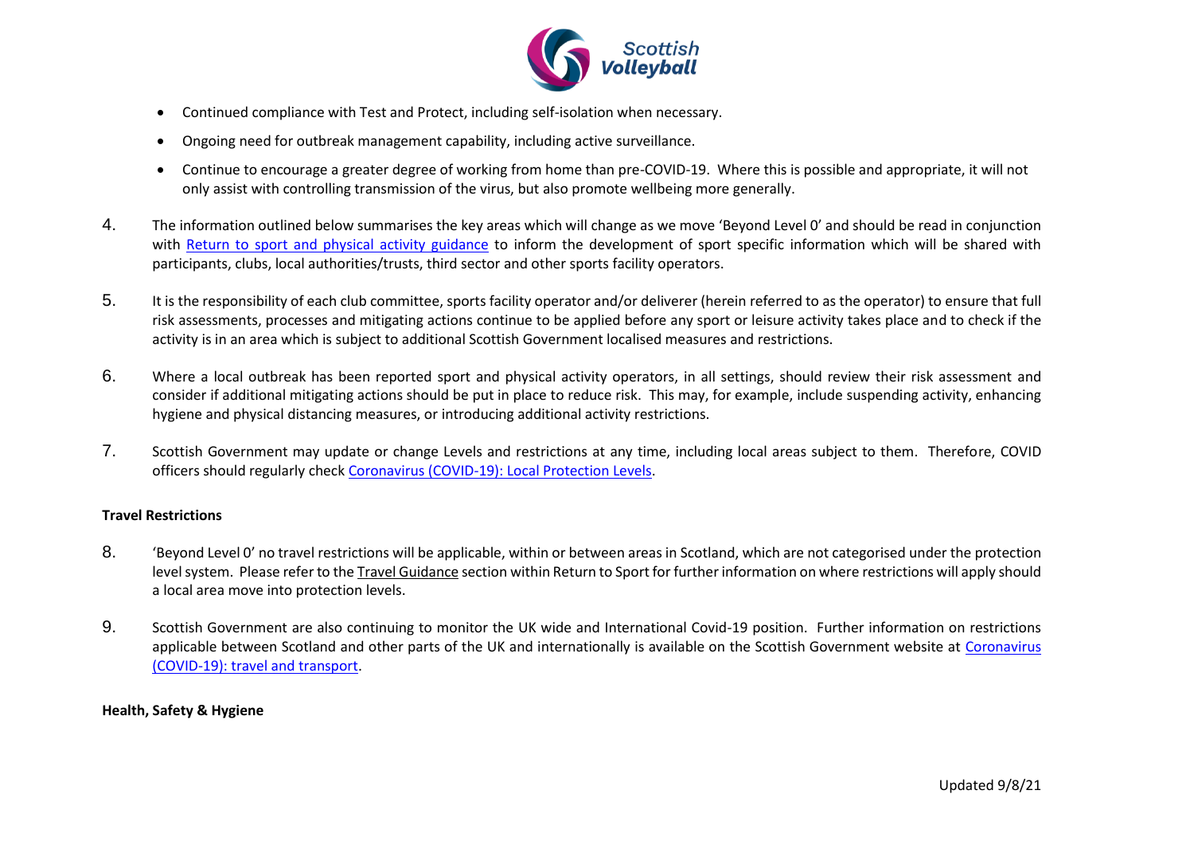- Continued compliance with Test and Protect, including self-isolation when necessary.
- Ongoing need for outbreak management capability, including active surveillance.
- Continue to encourage a greater degree of working from home than pre-COVID-19. Where this is possible and appropriate, it will not only assist with controlling transmission of the virus, but also promote wellbeing more generally.

4. The information outlined below summarises the key areas which will change as we move 'Beyond Level 0' and should be read in conjunction with Return to sport and physical activity guidance to inform the development of sport specific information which will be shared with participants, clubs, local authorities/trusts, third sector and other sports facility operators.

5. It is the responsibility of each club committee, sports facility operator and/or deliverer (herein referred to as the operator) to ensure that full risk assessments, processes and mitigating actions continue to be applied before any sport or leisure activity takes place and to check if the activity is in an area which is subject to additional Scottish Government localised measures and restrictions.

6. Where a local outbreak has been reported sport and physical activity operators, in all settings, should review their risk assessment and consider if additional mitigating actions should be put in place to reduce risk. This may, for example, include suspending activity, enhancing hygiene and physical distancing measures, or introducing additional activity restrictions.

7. Scottish Government may update or change Levels and restrictions at any time, including local areas subject to them. Therefore, COVID officers should regularly check Coronavirus (COVID-19): Local Protection Levels.

**Travel Restrictions**

8. 'Beyond Level 0' no travel restrictions will be applicable, within or between areas in Scotland, which are not categorised under the protection level system. Please refer to the Travel Guidance section within Return to Sport for further information on where restrictions will apply should a local area move into protection levels.

9. Scottish Government are also continuing to monitor the UK wide and International Covid-19 position. Further information on restrictions applicable between Scotland and other parts of the UK and internationally is available on the Scottish Government website at Coronavirus (COVID-19): travel and transport.

**Health, Safety & Hygiene**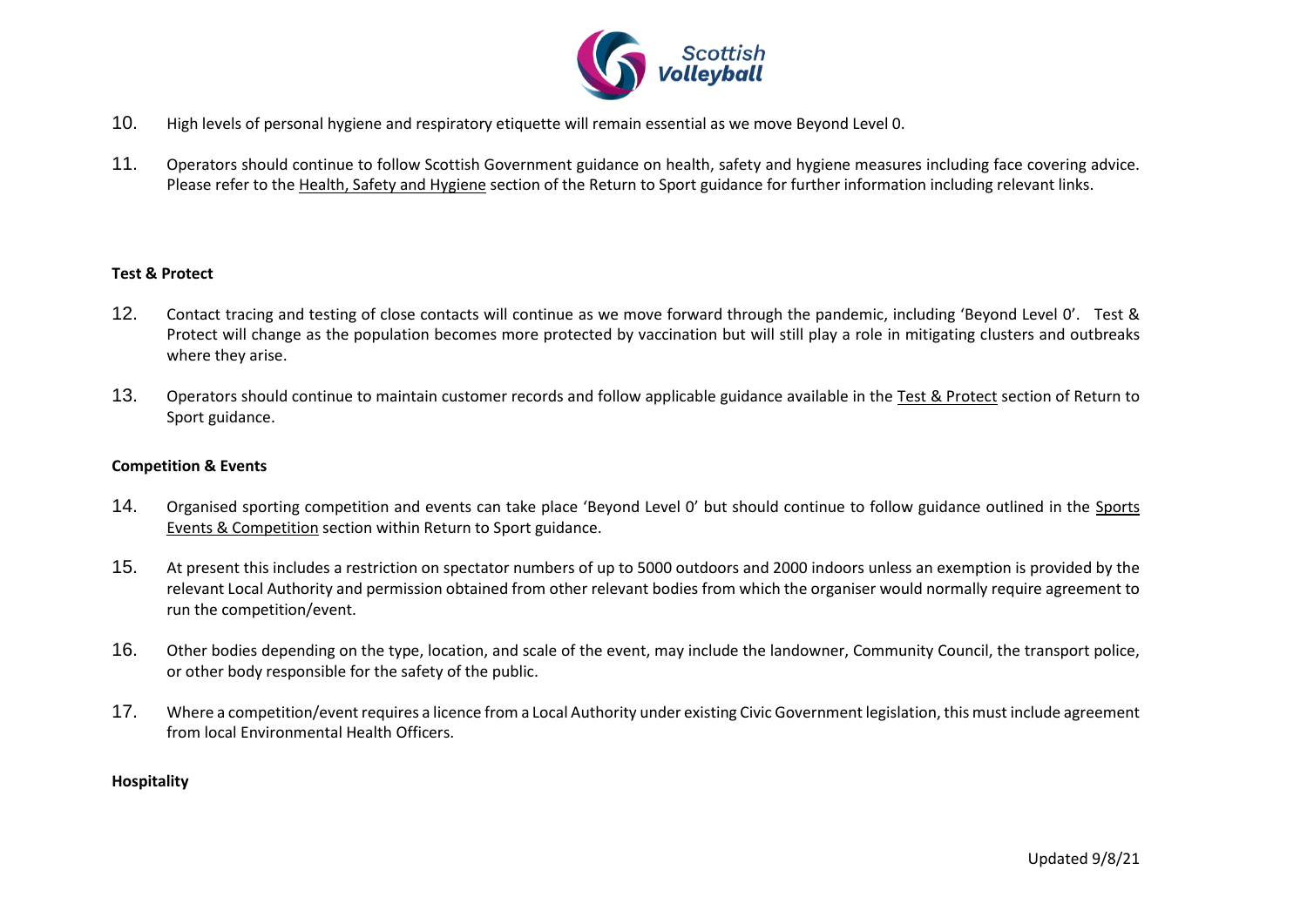10. High levels of personal hygiene and respiratory etiquette will remain essential as we move Beyond Level 0.

11. Operators should continue to follow Scottish Government guidance on health, safety and hygiene measures including face covering advice. Please refer to the Health, Safety and Hygiene section of the Return to Sport guidance for further information including relevant links.

**Test & Protect**

12. Contact tracing and testing of close contacts will continue as we move forward through the pandemic, including 'Beyond Level 0'. Test & Protect will change as the population becomes more protected by vaccination but will still play a role in mitigating clusters and outbreaks where they arise.

13. Operators should continue to maintain customer records and follow applicable guidance available in the Test & Protect section of Return to Sport guidance.

**Competition & Events**

14. Organised sporting competition and events can take place 'Beyond Level 0' but should continue to follow guidance outlined in the Sports Events & Competition section within Return to Sport guidance.

15. At present this includes a restriction on spectator numbers of up to 5000 outdoors and 2000 indoors unless an exemption is provided by the relevant Local Authority and permission obtained from other relevant bodies from which the organiser would normally require agreement to run the competition/event.

16. Other bodies depending on the type, location, and scale of the event, may include the landowner, Community Council, the transport police, or other body responsible for the safety of the public.

17. Where a competition/event requires a licence from a Local Authority under existing Civic Government legislation, this must include agreement from local Environmental Health Officers.

**Hospitality**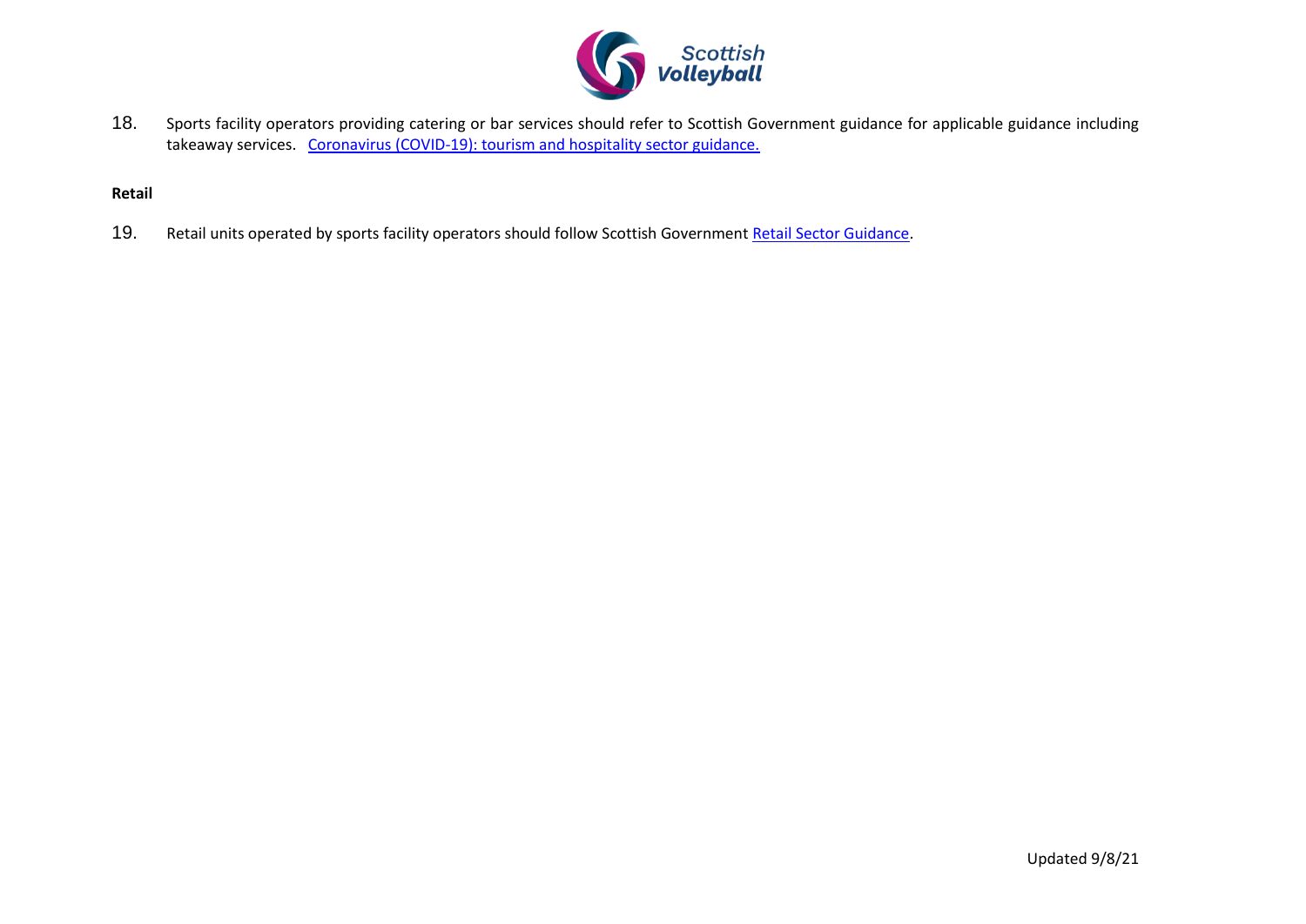18. Sports facility operators providing catering or bar services should refer to Scottish Government guidance for applicable guidance including takeaway services. [Coronavirus (COVID-19): tourism and hospitality sector guidance.]

**Retail**

19. Retail units operated by sports facility operators should follow Scottish Government [Retail Sector Guidance].

Updated 9/8/21